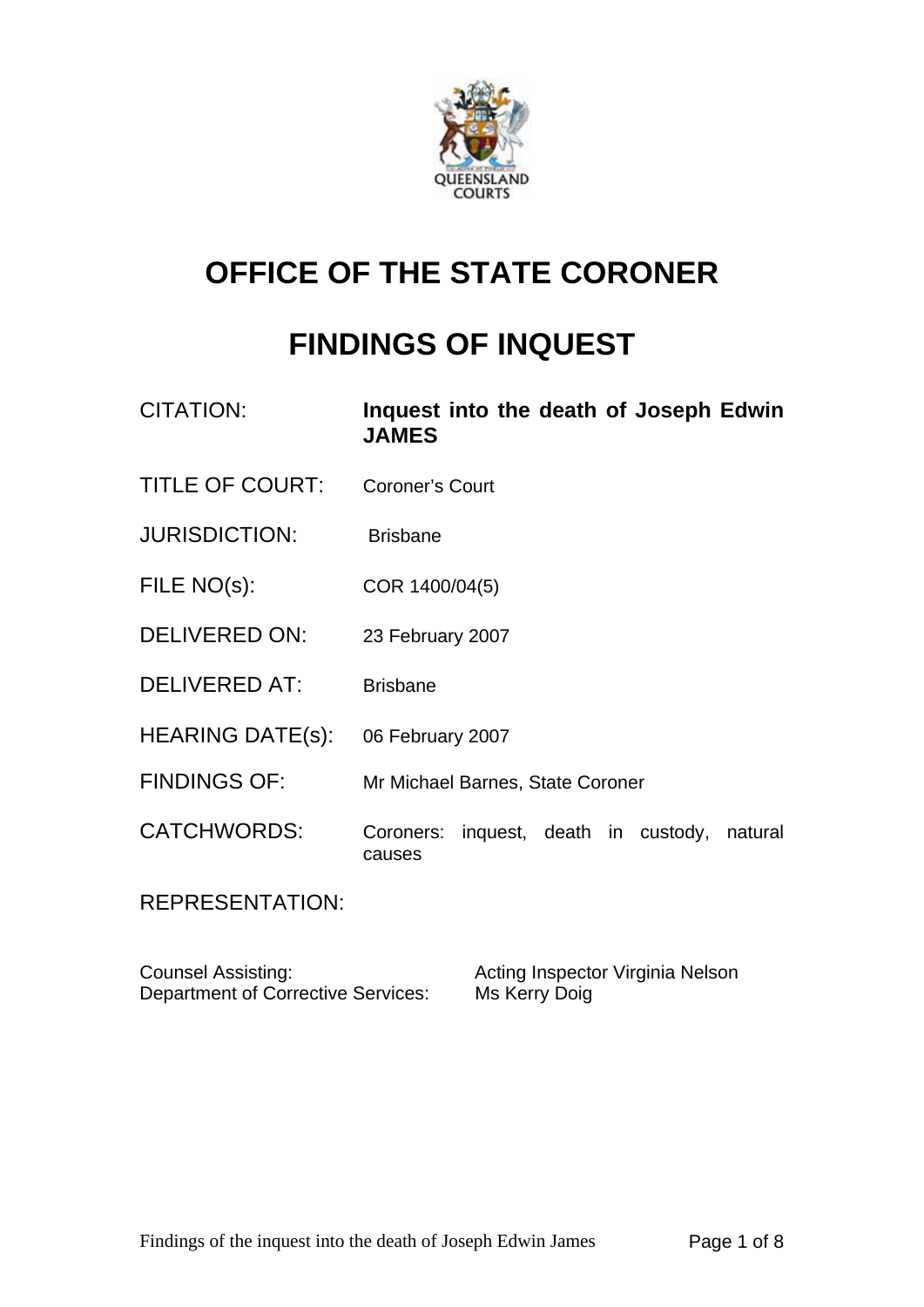QUEENSLAND COURTS

# OFFICE OF THE STATE CORONER

# FINDINGS OF INQUEST

| | |
|---|---|
| CITATION: | **Inquest into the death of Joseph Edwin JAMES** |
| TITLE OF COURT: | Coroner's Court |
| JURISDICTION: | Brisbane |
| FILE NO(s): | COR 1400/04(5) |
| DELIVERED ON: | 23 February 2007 |
| DELIVERED AT: | Brisbane |
| HEARING DATE(s): | 06 February 2007 |
| FINDINGS OF: | Mr Michael Barnes, State Coroner |
| CATCHWORDS: | Coroners: inquest, death in custody, natural causes |

REPRESENTATION:

| | |
|---|---|
| Counsel Assisting: | Acting Inspector Virginia Nelson |
| Department of Corrective Services: | Ms Kerry Doig |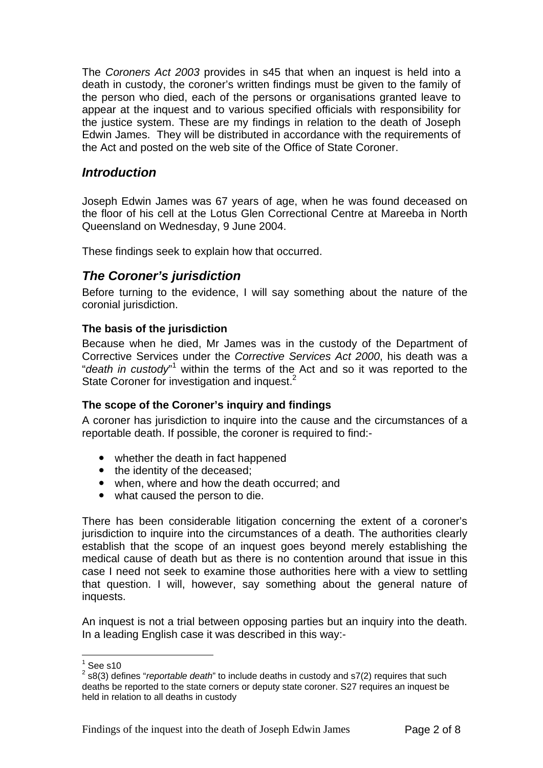The *Coroners Act 2003* provides in s45 that when an inquest is held into a death in custody, the coroner's written findings must be given to the family of the person who died, each of the persons or organisations granted leave to appear at the inquest and to various specified officials with responsibility for the justice system. These are my findings in relation to the death of Joseph Edwin James. They will be distributed in accordance with the requirements of the Act and posted on the web site of the Office of State Coroner.

## *Introduction*

Joseph Edwin James was 67 years of age, when he was found deceased on the floor of his cell at the Lotus Glen Correctional Centre at Mareeba in North Queensland on Wednesday, 9 June 2004.

These findings seek to explain how that occurred.

## *The Coroner's jurisdiction*

Before turning to the evidence, I will say something about the nature of the coronial jurisdiction.

### The basis of the jurisdiction

Because when he died, Mr James was in the custody of the Department of Corrective Services under the *Corrective Services Act 2000*, his death was a "*death in custody*"[1] within the terms of the Act and so it was reported to the State Coroner for investigation and inquest.[2]

### The scope of the Coroner's inquiry and findings

A coroner has jurisdiction to inquire into the cause and the circumstances of a reportable death. If possible, the coroner is required to find:-

- whether the death in fact happened
- the identity of the deceased;
- when, where and how the death occurred; and
- what caused the person to die.

There has been considerable litigation concerning the extent of a coroner's jurisdiction to inquire into the circumstances of a death. The authorities clearly establish that the scope of an inquest goes beyond merely establishing the medical cause of death but as there is no contention around that issue in this case I need not seek to examine those authorities here with a view to settling that question. I will, however, say something about the general nature of inquests.

An inquest is not a trial between opposing parties but an inquiry into the death. In a leading English case it was described in this way:-

---

[1] See s10

[2] s8(3) defines "*reportable death*" to include deaths in custody and s7(2) requires that such deaths be reported to the state corners or deputy state coroner. S27 requires an inquest be held in relation to all deaths in custody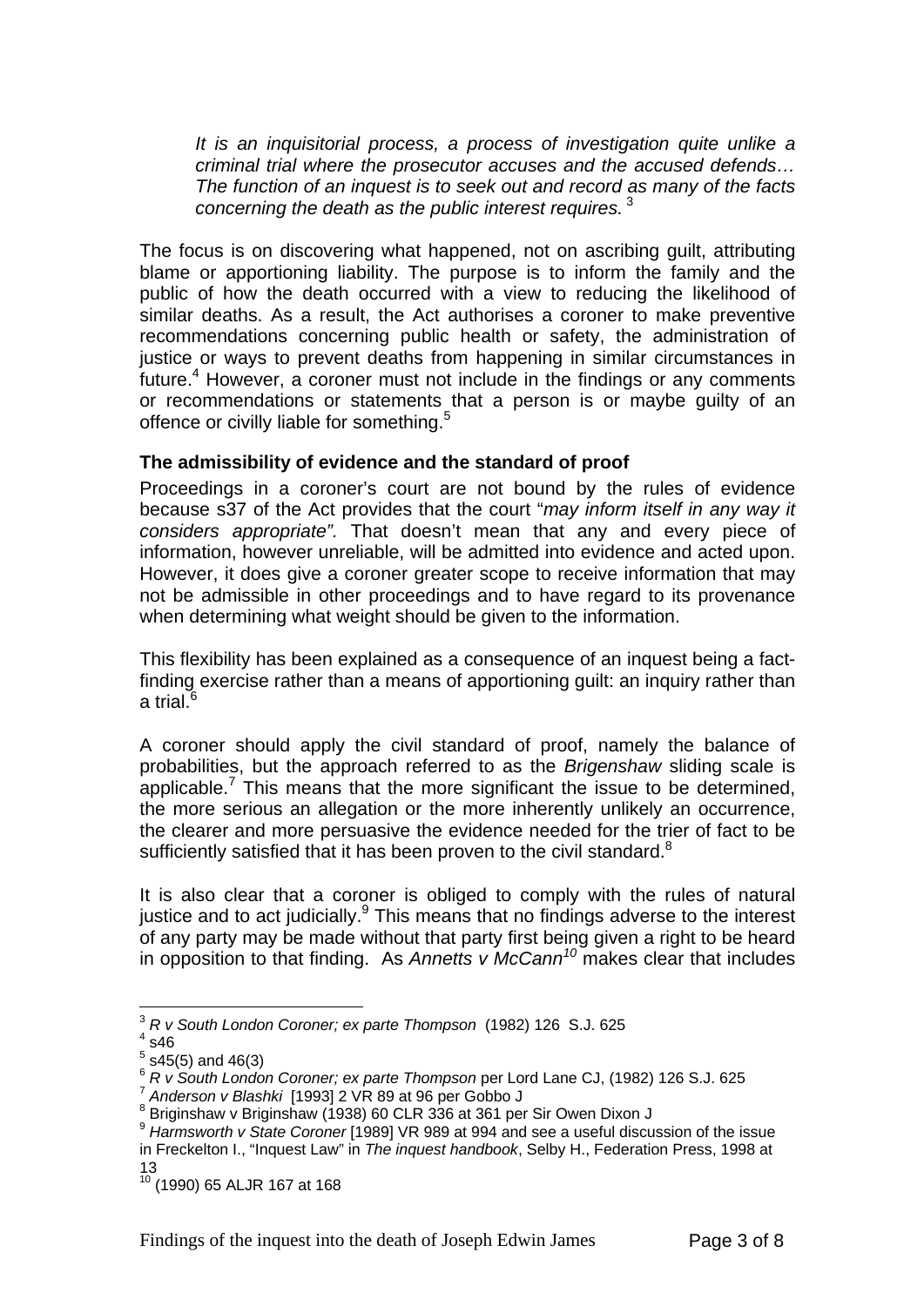> *It is an inquisitorial process, a process of investigation quite unlike a criminal trial where the prosecutor accuses and the accused defends… The function of an inquest is to seek out and record as many of the facts concerning the death as the public interest requires.* [3]

The focus is on discovering what happened, not on ascribing guilt, attributing blame or apportioning liability. The purpose is to inform the family and the public of how the death occurred with a view to reducing the likelihood of similar deaths. As a result, the Act authorises a coroner to make preventive recommendations concerning public health or safety, the administration of justice or ways to prevent deaths from happening in similar circumstances in future.[4] However, a coroner must not include in the findings or any comments or recommendations or statements that a person is or maybe guilty of an offence or civilly liable for something.[5]

**The admissibility of evidence and the standard of proof**

Proceedings in a coroner's court are not bound by the rules of evidence because s37 of the Act provides that the court "*may inform itself in any way it considers appropriate".* That doesn't mean that any and every piece of information, however unreliable, will be admitted into evidence and acted upon. However, it does give a coroner greater scope to receive information that may not be admissible in other proceedings and to have regard to its provenance when determining what weight should be given to the information.

This flexibility has been explained as a consequence of an inquest being a fact-finding exercise rather than a means of apportioning guilt: an inquiry rather than a trial.[6]

A coroner should apply the civil standard of proof, namely the balance of probabilities, but the approach referred to as the *Brigenshaw* sliding scale is applicable.[7] This means that the more significant the issue to be determined, the more serious an allegation or the more inherently unlikely an occurrence, the clearer and more persuasive the evidence needed for the trier of fact to be sufficiently satisfied that it has been proven to the civil standard.[8]

It is also clear that a coroner is obliged to comply with the rules of natural justice and to act judicially.[9] This means that no findings adverse to the interest of any party may be made without that party first being given a right to be heard in opposition to that finding. As *Annetts v McCann*[10] makes clear that includes

---

[3] *R v South London Coroner; ex parte Thompson* (1982) 126 S.J. 625

[4] s46

[5] s45(5) and 46(3)

[6] *R v South London Coroner; ex parte Thompson* per Lord Lane CJ, (1982) 126 S.J. 625

[7] *Anderson v Blashki* [1993] 2 VR 89 at 96 per Gobbo J

[8] Briginshaw v Briginshaw (1938) 60 CLR 336 at 361 per Sir Owen Dixon J

[9] *Harmsworth v State Coroner* [1989] VR 989 at 994 and see a useful discussion of the issue in Freckelton I., "Inquest Law" in *The inquest handbook*, Selby H., Federation Press, 1998 at 13

[10] (1990) 65 ALJR 167 at 168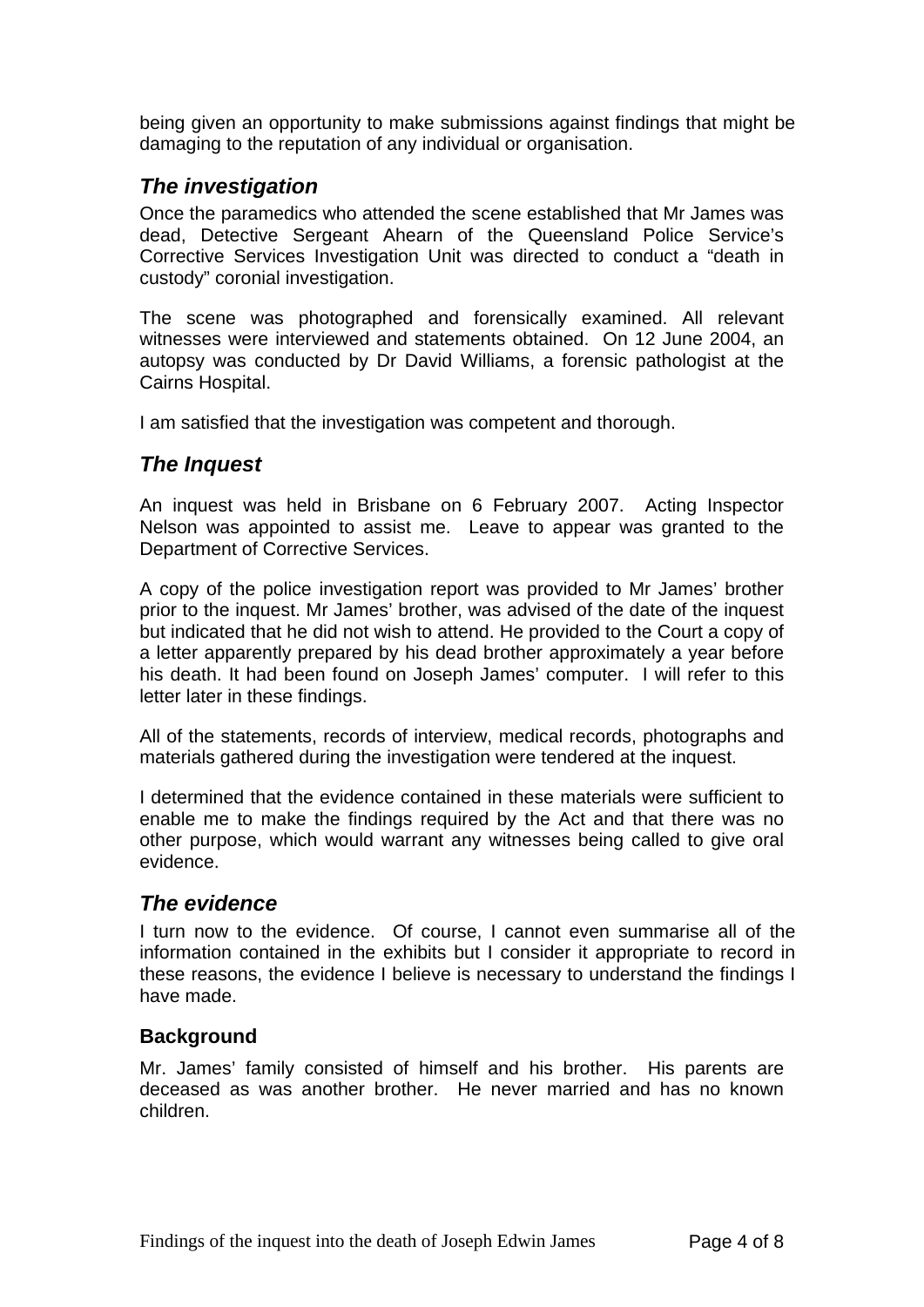being given an opportunity to make submissions against findings that might be damaging to the reputation of any individual or organisation.

## *The investigation*

Once the paramedics who attended the scene established that Mr James was dead, Detective Sergeant Ahearn of the Queensland Police Service's Corrective Services Investigation Unit was directed to conduct a "death in custody" coronial investigation.

The scene was photographed and forensically examined. All relevant witnesses were interviewed and statements obtained. On 12 June 2004, an autopsy was conducted by Dr David Williams, a forensic pathologist at the Cairns Hospital.

I am satisfied that the investigation was competent and thorough.

## *The Inquest*

An inquest was held in Brisbane on 6 February 2007. Acting Inspector Nelson was appointed to assist me. Leave to appear was granted to the Department of Corrective Services.

A copy of the police investigation report was provided to Mr James' brother prior to the inquest. Mr James' brother, was advised of the date of the inquest but indicated that he did not wish to attend. He provided to the Court a copy of a letter apparently prepared by his dead brother approximately a year before his death. It had been found on Joseph James' computer. I will refer to this letter later in these findings.

All of the statements, records of interview, medical records, photographs and materials gathered during the investigation were tendered at the inquest.

I determined that the evidence contained in these materials were sufficient to enable me to make the findings required by the Act and that there was no other purpose, which would warrant any witnesses being called to give oral evidence.

## *The evidence*

I turn now to the evidence. Of course, I cannot even summarise all of the information contained in the exhibits but I consider it appropriate to record in these reasons, the evidence I believe is necessary to understand the findings I have made.

### Background

Mr. James' family consisted of himself and his brother. His parents are deceased as was another brother. He never married and has no known children.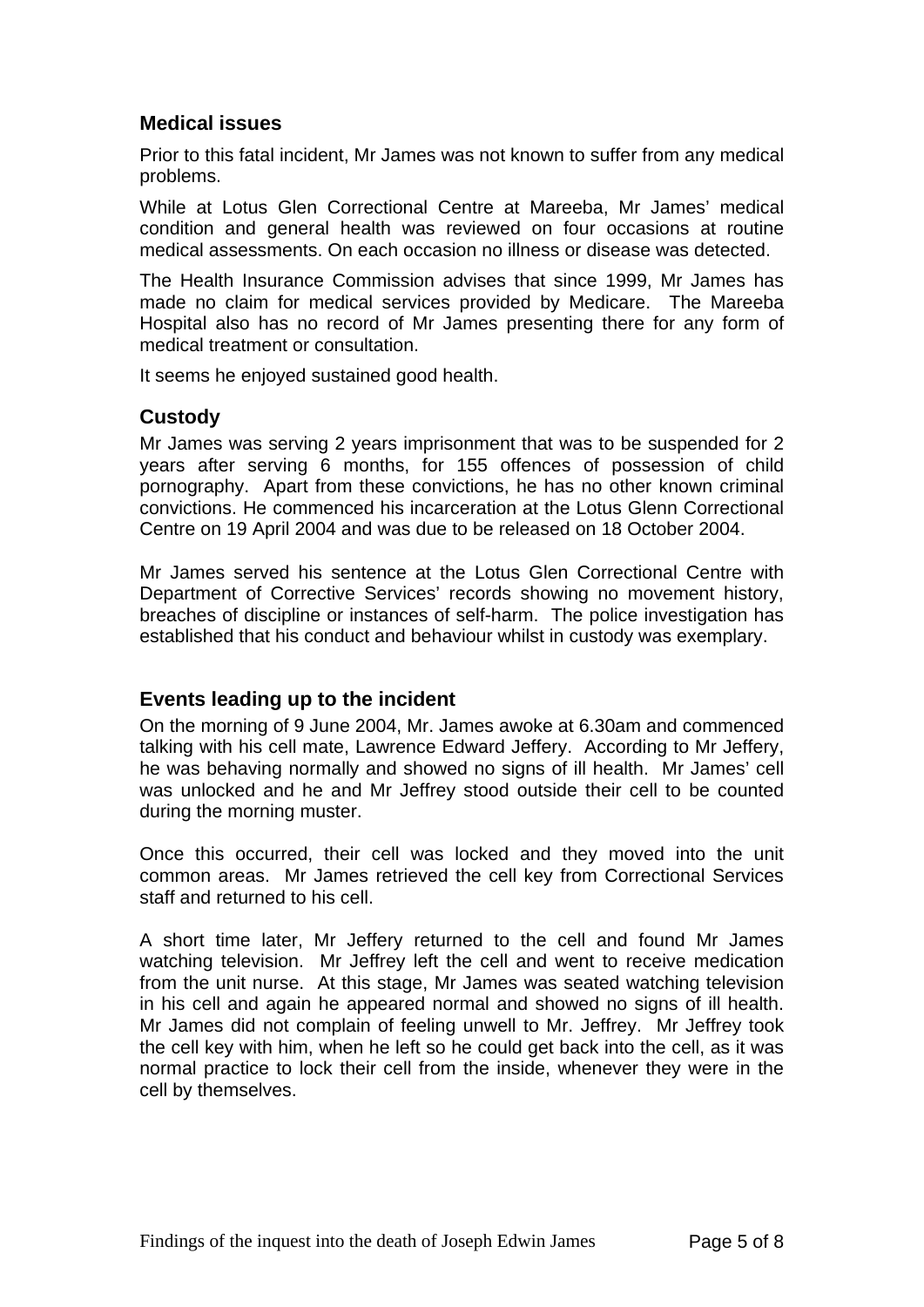## Medical issues

Prior to this fatal incident, Mr James was not known to suffer from any medical problems.

While at Lotus Glen Correctional Centre at Mareeba, Mr James' medical condition and general health was reviewed on four occasions at routine medical assessments. On each occasion no illness or disease was detected.

The Health Insurance Commission advises that since 1999, Mr James has made no claim for medical services provided by Medicare. The Mareeba Hospital also has no record of Mr James presenting there for any form of medical treatment or consultation.

It seems he enjoyed sustained good health.

## Custody

Mr James was serving 2 years imprisonment that was to be suspended for 2 years after serving 6 months, for 155 offences of possession of child pornography. Apart from these convictions, he has no other known criminal convictions. He commenced his incarceration at the Lotus Glenn Correctional Centre on 19 April 2004 and was due to be released on 18 October 2004.

Mr James served his sentence at the Lotus Glen Correctional Centre with Department of Corrective Services' records showing no movement history, breaches of discipline or instances of self-harm. The police investigation has established that his conduct and behaviour whilst in custody was exemplary.

## Events leading up to the incident

On the morning of 9 June 2004, Mr. James awoke at 6.30am and commenced talking with his cell mate, Lawrence Edward Jeffery. According to Mr Jeffery, he was behaving normally and showed no signs of ill health. Mr James' cell was unlocked and he and Mr Jeffrey stood outside their cell to be counted during the morning muster.

Once this occurred, their cell was locked and they moved into the unit common areas. Mr James retrieved the cell key from Correctional Services staff and returned to his cell.

A short time later, Mr Jeffery returned to the cell and found Mr James watching television. Mr Jeffrey left the cell and went to receive medication from the unit nurse. At this stage, Mr James was seated watching television in his cell and again he appeared normal and showed no signs of ill health. Mr James did not complain of feeling unwell to Mr. Jeffrey. Mr Jeffrey took the cell key with him, when he left so he could get back into the cell, as it was normal practice to lock their cell from the inside, whenever they were in the cell by themselves.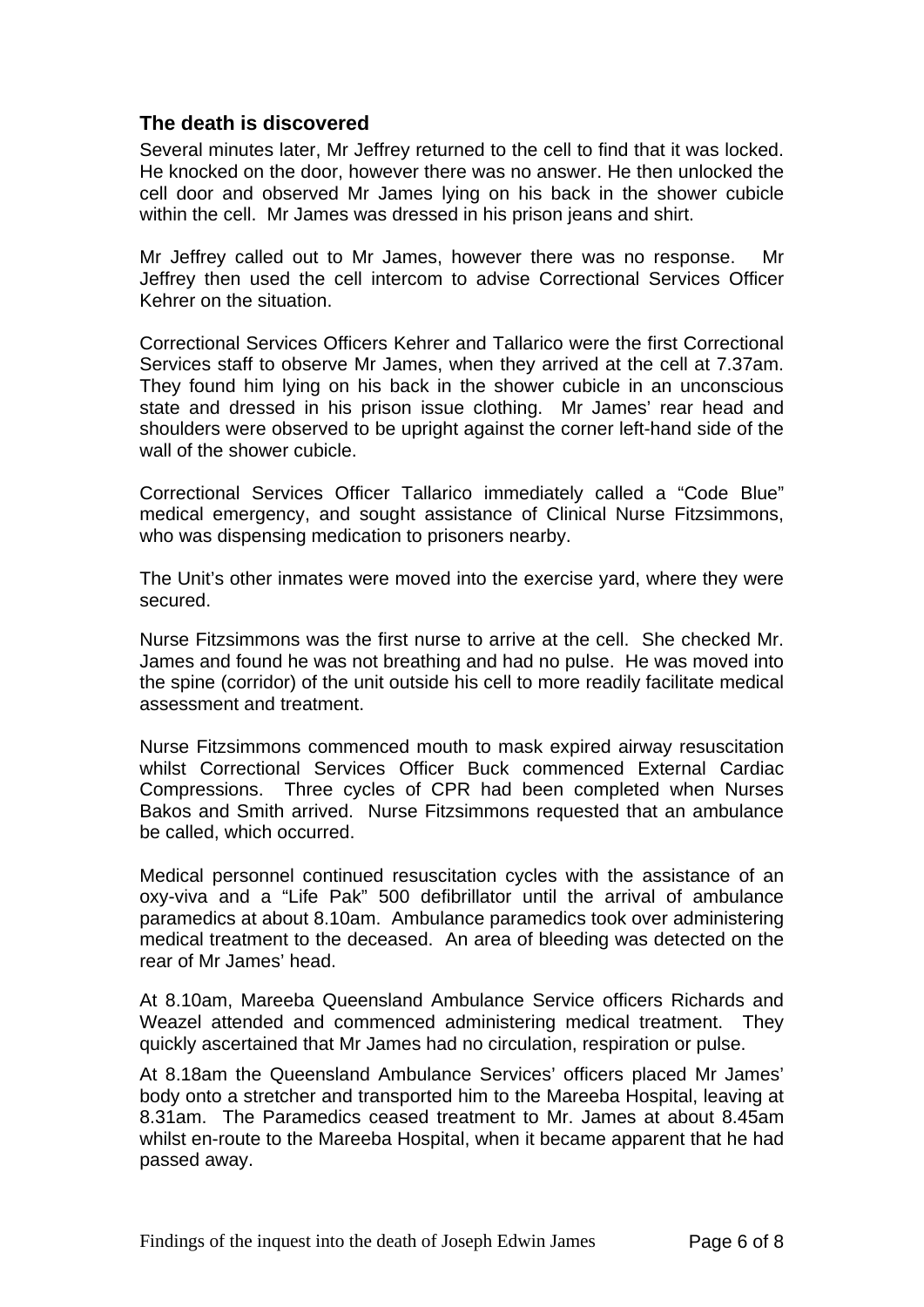## The death is discovered

Several minutes later, Mr Jeffrey returned to the cell to find that it was locked. He knocked on the door, however there was no answer. He then unlocked the cell door and observed Mr James lying on his back in the shower cubicle within the cell. Mr James was dressed in his prison jeans and shirt.

Mr Jeffrey called out to Mr James, however there was no response. Mr Jeffrey then used the cell intercom to advise Correctional Services Officer Kehrer on the situation.

Correctional Services Officers Kehrer and Tallarico were the first Correctional Services staff to observe Mr James, when they arrived at the cell at 7.37am. They found him lying on his back in the shower cubicle in an unconscious state and dressed in his prison issue clothing. Mr James' rear head and shoulders were observed to be upright against the corner left-hand side of the wall of the shower cubicle.

Correctional Services Officer Tallarico immediately called a "Code Blue" medical emergency, and sought assistance of Clinical Nurse Fitzsimmons, who was dispensing medication to prisoners nearby.

The Unit's other inmates were moved into the exercise yard, where they were secured.

Nurse Fitzsimmons was the first nurse to arrive at the cell. She checked Mr. James and found he was not breathing and had no pulse. He was moved into the spine (corridor) of the unit outside his cell to more readily facilitate medical assessment and treatment.

Nurse Fitzsimmons commenced mouth to mask expired airway resuscitation whilst Correctional Services Officer Buck commenced External Cardiac Compressions. Three cycles of CPR had been completed when Nurses Bakos and Smith arrived. Nurse Fitzsimmons requested that an ambulance be called, which occurred.

Medical personnel continued resuscitation cycles with the assistance of an oxy-viva and a "Life Pak" 500 defibrillator until the arrival of ambulance paramedics at about 8.10am. Ambulance paramedics took over administering medical treatment to the deceased. An area of bleeding was detected on the rear of Mr James' head.

At 8.10am, Mareeba Queensland Ambulance Service officers Richards and Weazel attended and commenced administering medical treatment. They quickly ascertained that Mr James had no circulation, respiration or pulse.

At 8.18am the Queensland Ambulance Services' officers placed Mr James' body onto a stretcher and transported him to the Mareeba Hospital, leaving at 8.31am. The Paramedics ceased treatment to Mr. James at about 8.45am whilst en-route to the Mareeba Hospital, when it became apparent that he had passed away.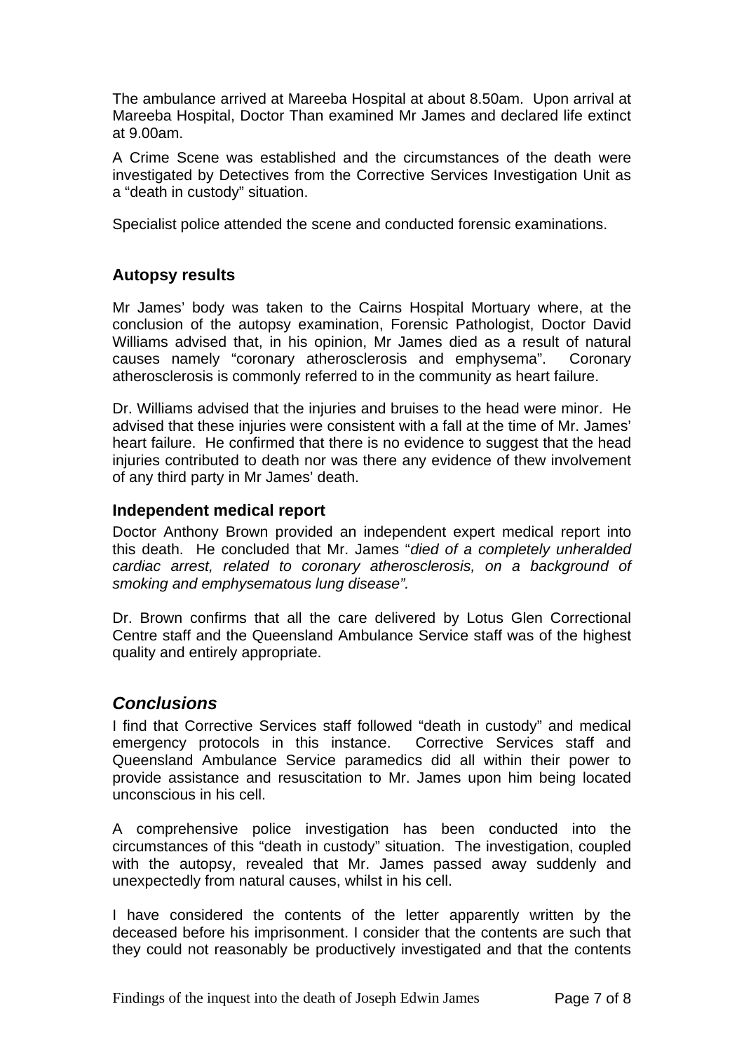The ambulance arrived at Mareeba Hospital at about 8.50am. Upon arrival at Mareeba Hospital, Doctor Than examined Mr James and declared life extinct at 9.00am.

A Crime Scene was established and the circumstances of the death were investigated by Detectives from the Corrective Services Investigation Unit as a "death in custody" situation.

Specialist police attended the scene and conducted forensic examinations.

### Autopsy results

Mr James' body was taken to the Cairns Hospital Mortuary where, at the conclusion of the autopsy examination, Forensic Pathologist, Doctor David Williams advised that, in his opinion, Mr James died as a result of natural causes namely "coronary atherosclerosis and emphysema". Coronary atherosclerosis is commonly referred to in the community as heart failure.

Dr. Williams advised that the injuries and bruises to the head were minor. He advised that these injuries were consistent with a fall at the time of Mr. James' heart failure. He confirmed that there is no evidence to suggest that the head injuries contributed to death nor was there any evidence of thew involvement of any third party in Mr James' death.

### Independent medical report

Doctor Anthony Brown provided an independent expert medical report into this death. He concluded that Mr. James "*died of a completely unheralded cardiac arrest, related to coronary atherosclerosis, on a background of smoking and emphysematous lung disease".*

Dr. Brown confirms that all the care delivered by Lotus Glen Correctional Centre staff and the Queensland Ambulance Service staff was of the highest quality and entirely appropriate.

## *Conclusions*

I find that Corrective Services staff followed "death in custody" and medical emergency protocols in this instance. Corrective Services staff and Queensland Ambulance Service paramedics did all within their power to provide assistance and resuscitation to Mr. James upon him being located unconscious in his cell.

A comprehensive police investigation has been conducted into the circumstances of this "death in custody" situation. The investigation, coupled with the autopsy, revealed that Mr. James passed away suddenly and unexpectedly from natural causes, whilst in his cell.

I have considered the contents of the letter apparently written by the deceased before his imprisonment. I consider that the contents are such that they could not reasonably be productively investigated and that the contents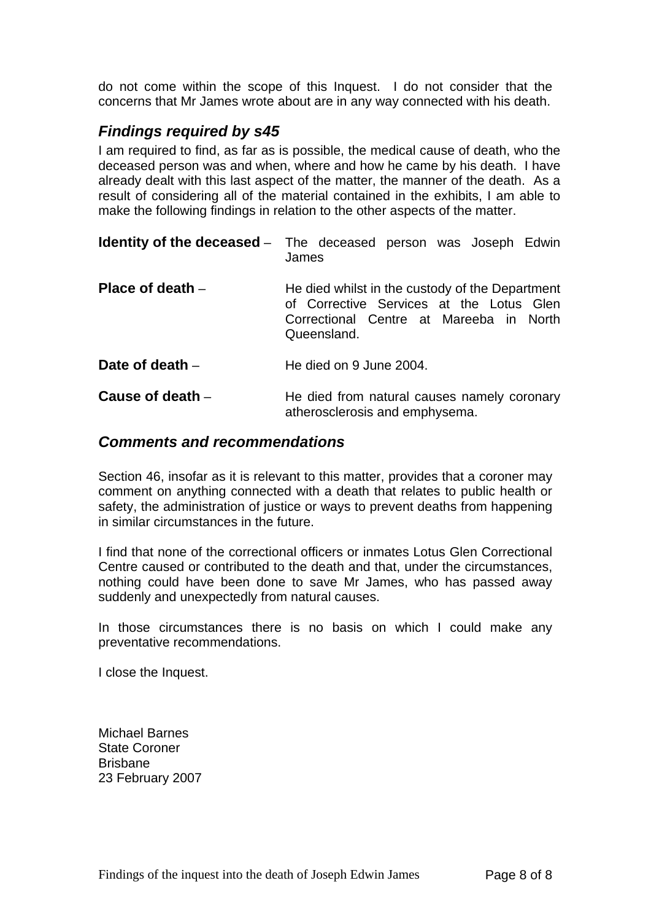do not come within the scope of this Inquest. I do not consider that the concerns that Mr James wrote about are in any way connected with his death.

## *Findings required by s45*

I am required to find, as far as is possible, the medical cause of death, who the deceased person was and when, where and how he came by his death. I have already dealt with this last aspect of the matter, the manner of the death. As a result of considering all of the material contained in the exhibits, I am able to make the following findings in relation to the other aspects of the matter.

| | |
|---|---|
| **Identity of the deceased** – | The deceased person was Joseph Edwin James |
| **Place of death** – | He died whilst in the custody of the Department of Corrective Services at the Lotus Glen Correctional Centre at Mareeba in North Queensland. |
| **Date of death** – | He died on 9 June 2004. |
| **Cause of death** – | He died from natural causes namely coronary atherosclerosis and emphysema. |

## *Comments and recommendations*

Section 46, insofar as it is relevant to this matter, provides that a coroner may comment on anything connected with a death that relates to public health or safety, the administration of justice or ways to prevent deaths from happening in similar circumstances in the future.

I find that none of the correctional officers or inmates Lotus Glen Correctional Centre caused or contributed to the death and that, under the circumstances, nothing could have been done to save Mr James, who has passed away suddenly and unexpectedly from natural causes.

In those circumstances there is no basis on which I could make any preventative recommendations.

I close the Inquest.

Michael Barnes
State Coroner
Brisbane
23 February 2007